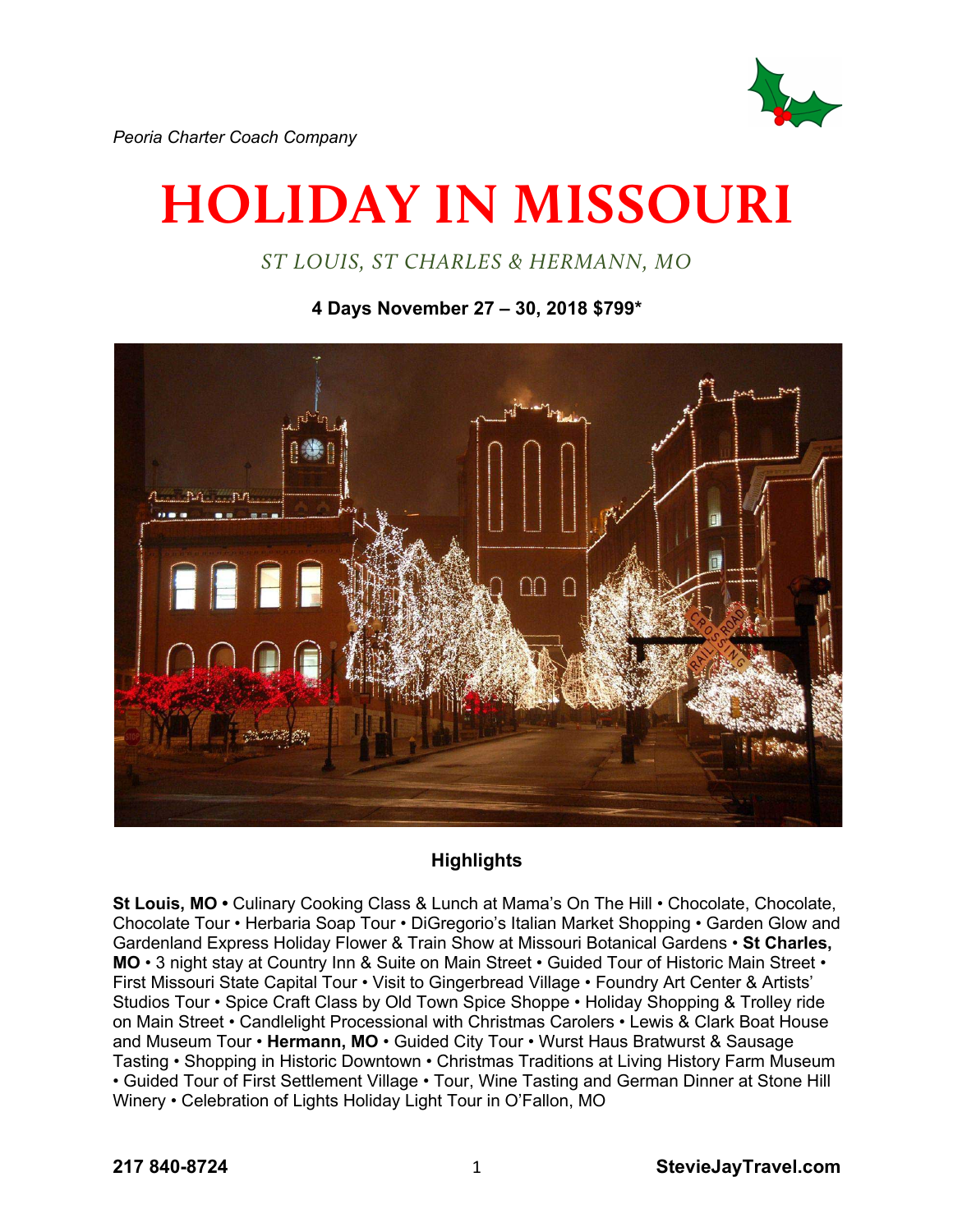*Peoria Charter Coach Company*

# HOLIDAY IN MISSOURI

*ST LOUIS, ST CHARLES & HERMANN, MO*

**4 Days November 27 – 30, 2018 $799***

### Highlights

**St Louis, MO •** Culinary Cooking Class & Lunch at Mama's On The Hill • Chocolate, Chocolate, Chocolate Tour • Herbaria Soap Tour • DiGregorio's Italian Market Shopping • Garden Glow and Gardenland Express Holiday Flower & Train Show at Missouri Botanical Gardens • **St Charles, MO** • 3 night stay at Country Inn & Suite on Main Street • Guided Tour of Historic Main Street • First Missouri State Capital Tour • Visit to Gingerbread Village • Foundry Art Center & Artists' Studios Tour • Spice Craft Class by Old Town Spice Shoppe • Holiday Shopping & Trolley ride on Main Street • Candlelight Processional with Christmas Carolers • Lewis & Clark Boat House and Museum Tour • **Hermann, MO** • Guided City Tour • Wurst Haus Bratwurst & Sausage Tasting • Shopping in Historic Downtown • Christmas Traditions at Living History Farm Museum • Guided Tour of First Settlement Village • Tour, Wine Tasting and German Dinner at Stone Hill Winery • Celebration of Lights Holiday Light Tour in O'Fallon, MO

**217 840-8724** **StevieJayTravel.com**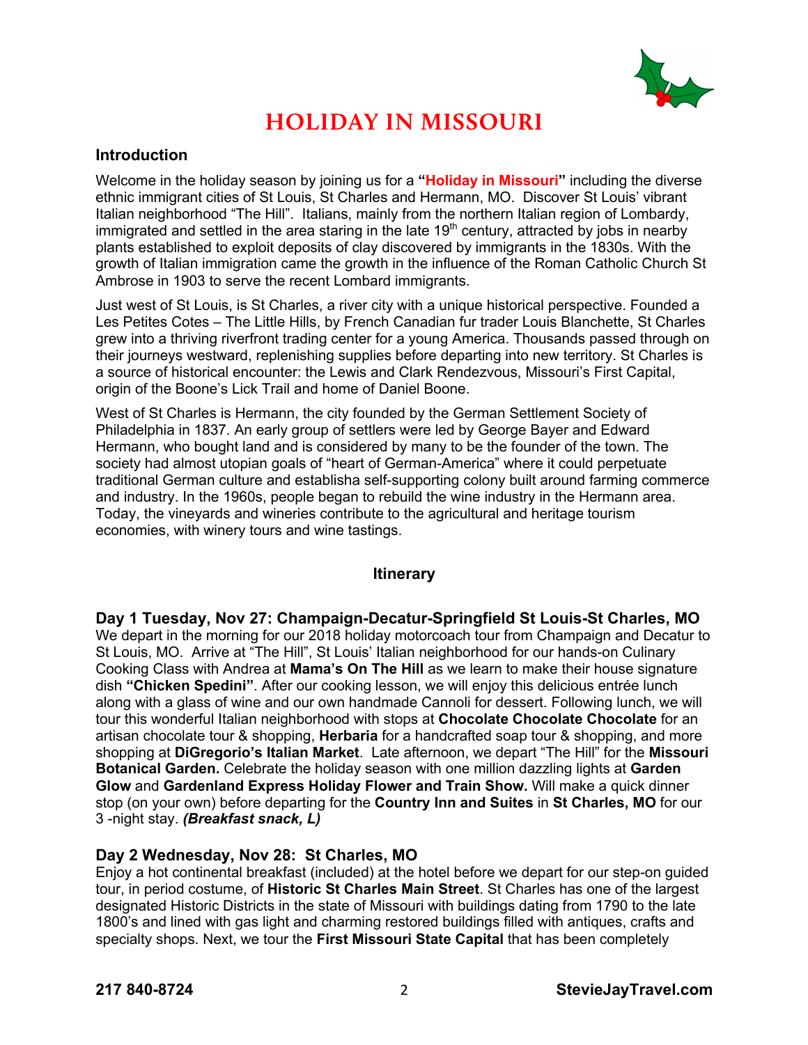# HOLIDAY IN MISSOURI

### Introduction

Welcome in the holiday season by joining us for a **"Holiday in Missouri"** including the diverse ethnic immigrant cities of St Louis, St Charles and Hermann, MO. Discover St Louis' vibrant Italian neighborhood "The Hill". Italians, mainly from the northern Italian region of Lombardy, immigrated and settled in the area staring in the late 19th century, attracted by jobs in nearby plants established to exploit deposits of clay discovered by immigrants in the 1830s. With the growth of Italian immigration came the growth in the influence of the Roman Catholic Church St Ambrose in 1903 to serve the recent Lombard immigrants.

Just west of St Louis, is St Charles, a river city with a unique historical perspective. Founded a Les Petites Cotes – The Little Hills, by French Canadian fur trader Louis Blanchette, St Charles grew into a thriving riverfront trading center for a young America. Thousands passed through on their journeys westward, replenishing supplies before departing into new territory. St Charles is a source of historical encounter: the Lewis and Clark Rendezvous, Missouri's First Capital, origin of the Boone's Lick Trail and home of Daniel Boone.

West of St Charles is Hermann, the city founded by the German Settlement Society of Philadelphia in 1837. An early group of settlers were led by George Bayer and Edward Hermann, who bought land and is considered by many to be the founder of the town. The society had almost utopian goals of "heart of German-America" where it could perpetuate traditional German culture and establisha self-supporting colony built around farming commerce and industry. In the 1960s, people began to rebuild the wine industry in the Hermann area. Today, the vineyards and wineries contribute to the agricultural and heritage tourism economies, with winery tours and wine tastings.

## Itinerary

### Day 1 Tuesday, Nov 27: Champaign-Decatur-Springfield St Louis-St Charles, MO

We depart in the morning for our 2018 holiday motorcoach tour from Champaign and Decatur to St Louis, MO. Arrive at "The Hill", St Louis' Italian neighborhood for our hands-on Culinary Cooking Class with Andrea at **Mama's On The Hill** as we learn to make their house signature dish **"Chicken Spedini"**. After our cooking lesson, we will enjoy this delicious entrée lunch along with a glass of wine and our own handmade Cannoli for dessert. Following lunch, we will tour this wonderful Italian neighborhood with stops at **Chocolate Chocolate Chocolate** for an artisan chocolate tour & shopping, **Herbaria** for a handcrafted soap tour & shopping, and more shopping at **DiGregorio's Italian Market**. Late afternoon, we depart "The Hill" for the **Missouri Botanical Garden.** Celebrate the holiday season with one million dazzling lights at **Garden Glow** and **Gardenland Express Holiday Flower and Train Show.** Will make a quick dinner stop (on your own) before departing for the **Country Inn and Suites** in **St Charles, MO** for our 3 -night stay. ***(Breakfast snack, L)***

### Day 2 Wednesday, Nov 28: St Charles, MO

Enjoy a hot continental breakfast (included) at the hotel before we depart for our step-on guided tour, in period costume, of **Historic St Charles Main Street**. St Charles has one of the largest designated Historic Districts in the state of Missouri with buildings dating from 1790 to the late 1800's and lined with gas light and charming restored buildings filled with antiques, crafts and specialty shops. Next, we tour the **First Missouri State Capital** that has been completely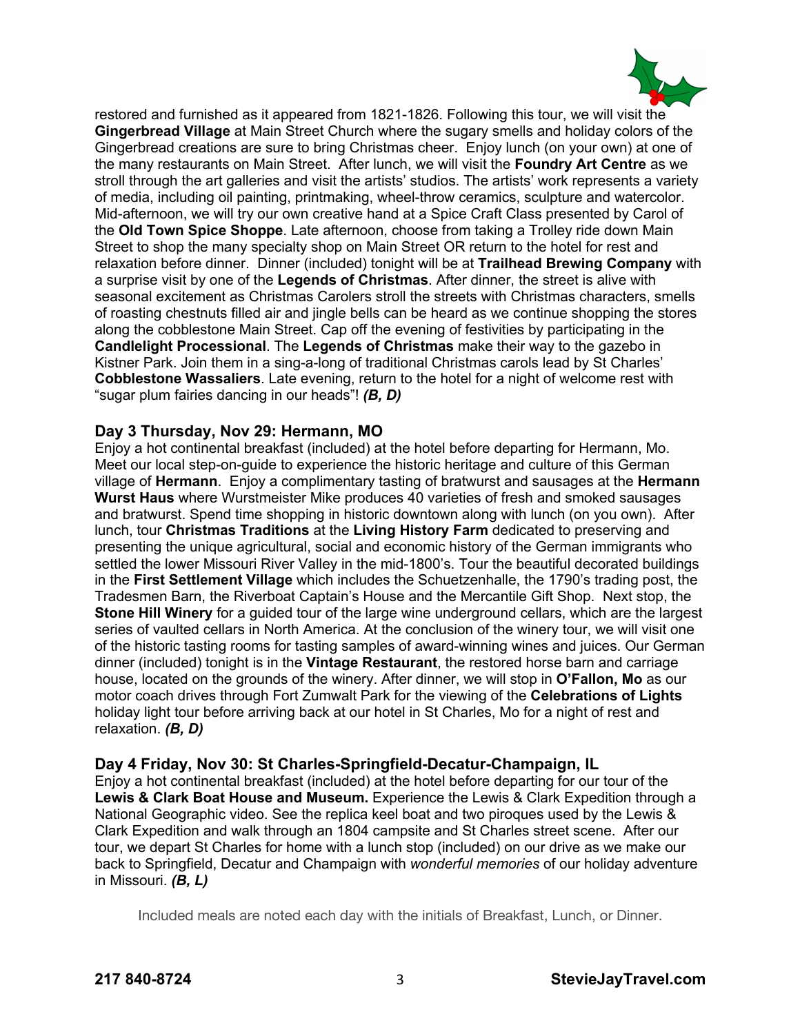restored and furnished as it appeared from 1821-1826. Following this tour, we will visit the **Gingerbread Village** at Main Street Church where the sugary smells and holiday colors of the Gingerbread creations are sure to bring Christmas cheer. Enjoy lunch (on your own) at one of the many restaurants on Main Street. After lunch, we will visit the **Foundry Art Centre** as we stroll through the art galleries and visit the artists' studios. The artists' work represents a variety of media, including oil painting, printmaking, wheel-throw ceramics, sculpture and watercolor. Mid-afternoon, we will try our own creative hand at a Spice Craft Class presented by Carol of the **Old Town Spice Shoppe**. Late afternoon, choose from taking a Trolley ride down Main Street to shop the many specialty shop on Main Street OR return to the hotel for rest and relaxation before dinner. Dinner (included) tonight will be at **Trailhead Brewing Company** with a surprise visit by one of the **Legends of Christmas**. After dinner, the street is alive with seasonal excitement as Christmas Carolers stroll the streets with Christmas characters, smells of roasting chestnuts filled air and jingle bells can be heard as we continue shopping the stores along the cobblestone Main Street. Cap off the evening of festivities by participating in the **Candlelight Processional**. The **Legends of Christmas** make their way to the gazebo in Kistner Park. Join them in a sing-a-long of traditional Christmas carols lead by St Charles' **Cobblestone Wassaliers**. Late evening, return to the hotel for a night of welcome rest with "sugar plum fairies dancing in our heads"! ***(B, D)***

### Day 3 Thursday, Nov 29: Hermann, MO

Enjoy a hot continental breakfast (included) at the hotel before departing for Hermann, Mo. Meet our local step-on-guide to experience the historic heritage and culture of this German village of **Hermann**. Enjoy a complimentary tasting of bratwurst and sausages at the **Hermann Wurst Haus** where Wurstmeister Mike produces 40 varieties of fresh and smoked sausages and bratwurst. Spend time shopping in historic downtown along with lunch (on you own). After lunch, tour **Christmas Traditions** at the **Living History Farm** dedicated to preserving and presenting the unique agricultural, social and economic history of the German immigrants who settled the lower Missouri River Valley in the mid-1800's. Tour the beautiful decorated buildings in the **First Settlement Village** which includes the Schuetzenhalle, the 1790's trading post, the Tradesmen Barn, the Riverboat Captain's House and the Mercantile Gift Shop. Next stop, the **Stone Hill Winery** for a guided tour of the large wine underground cellars, which are the largest series of vaulted cellars in North America. At the conclusion of the winery tour, we will visit one of the historic tasting rooms for tasting samples of award-winning wines and juices. Our German dinner (included) tonight is in the **Vintage Restaurant**, the restored horse barn and carriage house, located on the grounds of the winery. After dinner, we will stop in **O'Fallon, Mo** as our motor coach drives through Fort Zumwalt Park for the viewing of the **Celebrations of Lights** holiday light tour before arriving back at our hotel in St Charles, Mo for a night of rest and relaxation. ***(B, D)***

### Day 4 Friday, Nov 30: St Charles-Springfield-Decatur-Champaign, IL

Enjoy a hot continental breakfast (included) at the hotel before departing for our tour of the **Lewis & Clark Boat House and Museum.** Experience the Lewis & Clark Expedition through a National Geographic video. See the replica keel boat and two piroques used by the Lewis & Clark Expedition and walk through an 1804 campsite and St Charles street scene. After our tour, we depart St Charles for home with a lunch stop (included) on our drive as we make our back to Springfield, Decatur and Champaign with *wonderful memories* of our holiday adventure in Missouri. ***(B, L)***

Included meals are noted each day with the initials of Breakfast, Lunch, or Dinner.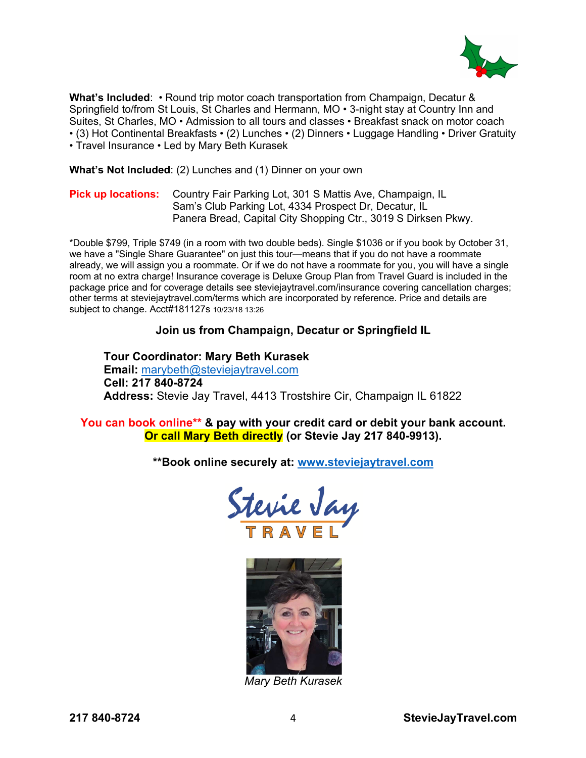**What's Included**: • Round trip motor coach transportation from Champaign, Decatur & Springfield to/from St Louis, St Charles and Hermann, MO • 3-night stay at Country Inn and Suites, St Charles, MO • Admission to all tours and classes • Breakfast snack on motor coach • (3) Hot Continental Breakfasts • (2) Lunches • (2) Dinners • Luggage Handling • Driver Gratuity • Travel Insurance • Led by Mary Beth Kurasek

**What's Not Included**: (2) Lunches and (1) Dinner on your own

**Pick up locations:** Country Fair Parking Lot, 301 S Mattis Ave, Champaign, IL
Sam's Club Parking Lot, 4334 Prospect Dr, Decatur, IL
Panera Bread, Capital City Shopping Ctr., 3019 S Dirksen Pkwy.

*Double $799, Triple $749 (in a room with two double beds). Single $1036 or if you book by October 31, we have a "Single Share Guarantee" on just this tour—means that if you do not have a roommate already, we will assign you a roommate. Or if we do not have a roommate for you, you will have a single room at no extra charge! Insurance coverage is Deluxe Group Plan from Travel Guard is included in the package price and for coverage details see steviejaytravel.com/insurance covering cancellation charges; other terms at steviejaytravel.com/terms which are incorporated by reference. Price and details are subject to change. Acct#181127s 10/23/18 13:26

**Join us from Champaign, Decatur or Springfield IL**

**Tour Coordinator: Mary Beth Kurasek**
**Email:** marybeth@steviejaytravel.com
**Cell: 217 840-8724**
**Address:** Stevie Jay Travel, 4413 Trostshire Cir, Champaign IL 61822

**You can book online\*\* & pay with your credit card or debit your bank account. Or call Mary Beth directly (or Stevie Jay 217 840-9913).**

**\*\*Book online securely at: www.steviejaytravel.com**

Stevie Jay TRAVEL

*Mary Beth Kurasek*